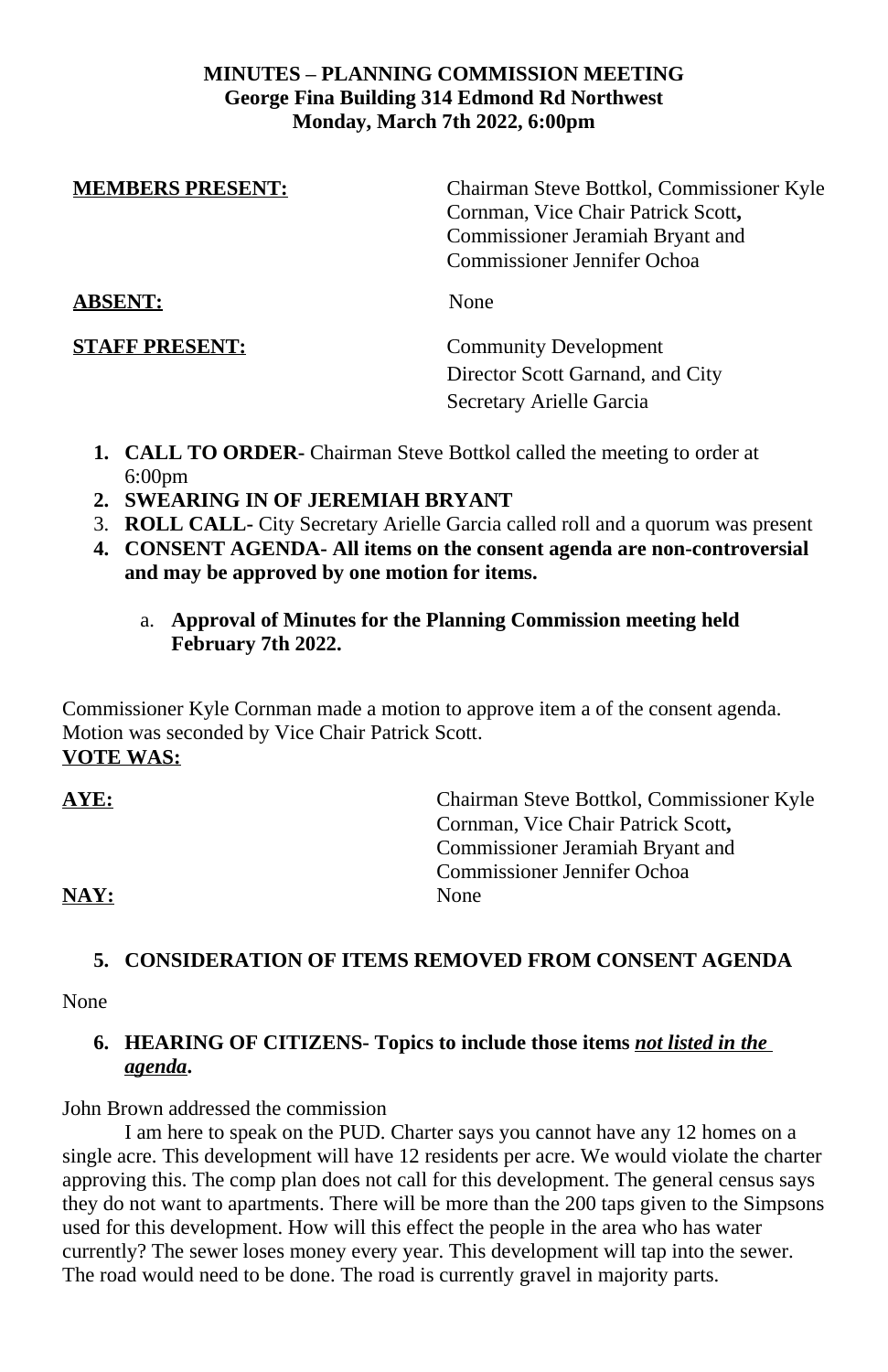**MINUTES – PLANNING COMMISSION MEETING**
**George Fina Building 314 Edmond Rd Northwest**
**Monday, March 7th 2022, 6:00pm**

| | |
|---|---|
| **MEMBERS PRESENT:** | Chairman Steve Bottkol, Commissioner Kyle Cornman, Vice Chair Patrick Scott**,** Commissioner Jeramiah Bryant and Commissioner Jennifer Ochoa |
| **ABSENT:** | None |
| **STAFF PRESENT:** | Community Development Director Scott Garnand, and City Secretary Arielle Garcia |

1. **CALL TO ORDER-** Chairman Steve Bottkol called the meeting to order at 6:00pm
2. **SWEARING IN OF JEREMIAH BRYANT**
3. **ROLL CALL-** City Secretary Arielle Garcia called roll and a quorum was present
4. **CONSENT AGENDA- All items on the consent agenda are non-controversial and may be approved by one motion for items.**

   a. **Approval of Minutes for the Planning Commission meeting held February 7th 2022.**

Commissioner Kyle Cornman made a motion to approve item a of the consent agenda. Motion was seconded by Vice Chair Patrick Scott.

**VOTE WAS:**

| | |
|---|---|
| **AYE:** | Chairman Steve Bottkol, Commissioner Kyle Cornman, Vice Chair Patrick Scott**,** Commissioner Jeramiah Bryant and Commissioner Jennifer Ochoa |
| **NAY:** | None |

5. **CONSIDERATION OF ITEMS REMOVED FROM CONSENT AGENDA**

None

6. **HEARING OF CITIZENS- Topics to include those items *not listed in the agenda*.**

John Brown addressed the commission

I am here to speak on the PUD. Charter says you cannot have any 12 homes on a single acre. This development will have 12 residents per acre. We would violate the charter approving this. The comp plan does not call for this development. The general census says they do not want to apartments. There will be more than the 200 taps given to the Simpsons used for this development. How will this effect the people in the area who has water currently? The sewer loses money every year. This development will tap into the sewer. The road would need to be done. The road is currently gravel in majority parts.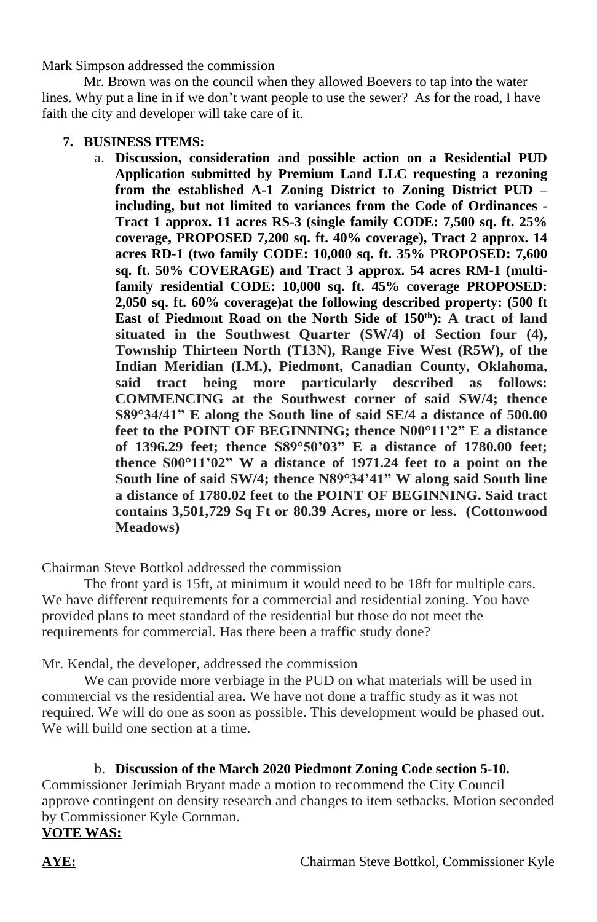Mark Simpson addressed the commission

Mr. Brown was on the council when they allowed Boevers to tap into the water lines. Why put a line in if we don't want people to use the sewer? As for the road, I have faith the city and developer will take care of it.

**7. BUSINESS ITEMS:**

a. **Discussion, consideration and possible action on a Residential PUD Application submitted by Premium Land LLC requesting a rezoning from the established A-1 Zoning District to Zoning District PUD – including, but not limited to variances from the Code of Ordinances - Tract 1 approx. 11 acres RS-3 (single family CODE: 7,500 sq. ft. 25% coverage, PROPOSED 7,200 sq. ft. 40% coverage), Tract 2 approx. 14 acres RD-1 (two family CODE: 10,000 sq. ft. 35% PROPOSED: 7,600 sq. ft. 50% COVERAGE) and Tract 3 approx. 54 acres RM-1 (multi-family residential CODE: 10,000 sq. ft. 45% coverage PROPOSED: 2,050 sq. ft. 60% coverage)at the following described property: (500 ft East of Piedmont Road on the North Side of 150th): A tract of land situated in the Southwest Quarter (SW/4) of Section four (4), Township Thirteen North (T13N), Range Five West (R5W), of the Indian Meridian (I.M.), Piedmont, Canadian County, Oklahoma, said tract being more particularly described as follows: COMMENCING at the Southwest corner of said SW/4; thence S89°34/41" E along the South line of said SE/4 a distance of 500.00 feet to the POINT OF BEGINNING; thence N00°11'2" E a distance of 1396.29 feet; thence S89°50'03" E a distance of 1780.00 feet; thence S00°11'02" W a distance of 1971.24 feet to a point on the South line of said SW/4; thence N89°34'41" W along said South line a distance of 1780.02 feet to the POINT OF BEGINNING. Said tract contains 3,501,729 Sq Ft or 80.39 Acres, more or less. (Cottonwood Meadows)**

Chairman Steve Bottkol addressed the commission

The front yard is 15ft, at minimum it would need to be 18ft for multiple cars. We have different requirements for a commercial and residential zoning. You have provided plans to meet standard of the residential but those do not meet the requirements for commercial. Has there been a traffic study done?

Mr. Kendal, the developer, addressed the commission

We can provide more verbiage in the PUD on what materials will be used in commercial vs the residential area. We have not done a traffic study as it was not required. We will do one as soon as possible. This development would be phased out. We will build one section at a time.

b. **Discussion of the March 2020 Piedmont Zoning Code section 5-10.**

Commissioner Jerimiah Bryant made a motion to recommend the City Council approve contingent on density research and changes to item setbacks. Motion seconded by Commissioner Kyle Cornman.

**VOTE WAS:**

**AYE:** Chairman Steve Bottkol, Commissioner Kyle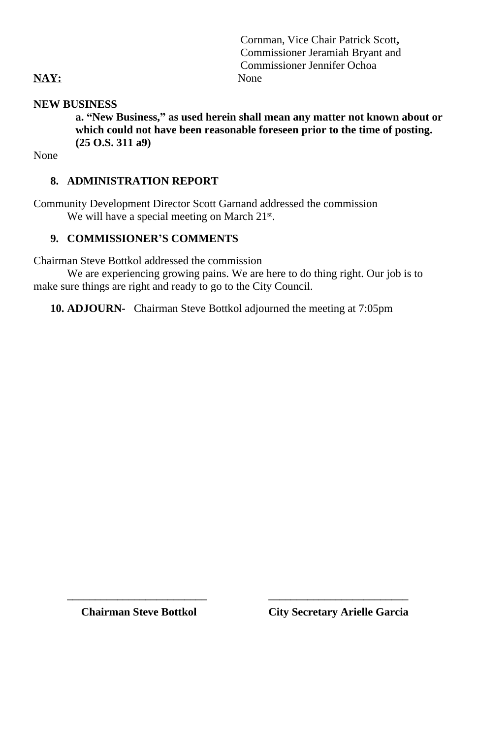Cornman, Vice Chair Patrick Scott, Commissioner Jeramiah Bryant and Commissioner Jennifer Ochoa

**NAY:** None

**NEW BUSINESS**

**a. "New Business," as used herein shall mean any matter not known about or which could not have been reasonable foreseen prior to the time of posting. (25 O.S. 311 a9)**

None

**8. ADMINISTRATION REPORT**

Community Development Director Scott Garnand addressed the commission

We will have a special meeting on March 21st.

**9. COMMISSIONER'S COMMENTS**

Chairman Steve Bottkol addressed the commission

We are experiencing growing pains. We are here to do thing right. Our job is to make sure things are right and ready to go to the City Council.

**10. ADJOURN-** Chairman Steve Bottkol adjourned the meeting at 7:05pm

\_\_\_\_\_\_\_\_\_\_\_\_\_\_\_\_\_\_\_\_\_\_\_\_\_\_ \_\_\_\_\_\_\_\_\_\_\_\_\_\_\_\_\_\_\_\_\_\_\_\_\_\_

**Chairman Steve Bottkol** **City Secretary Arielle Garcia**